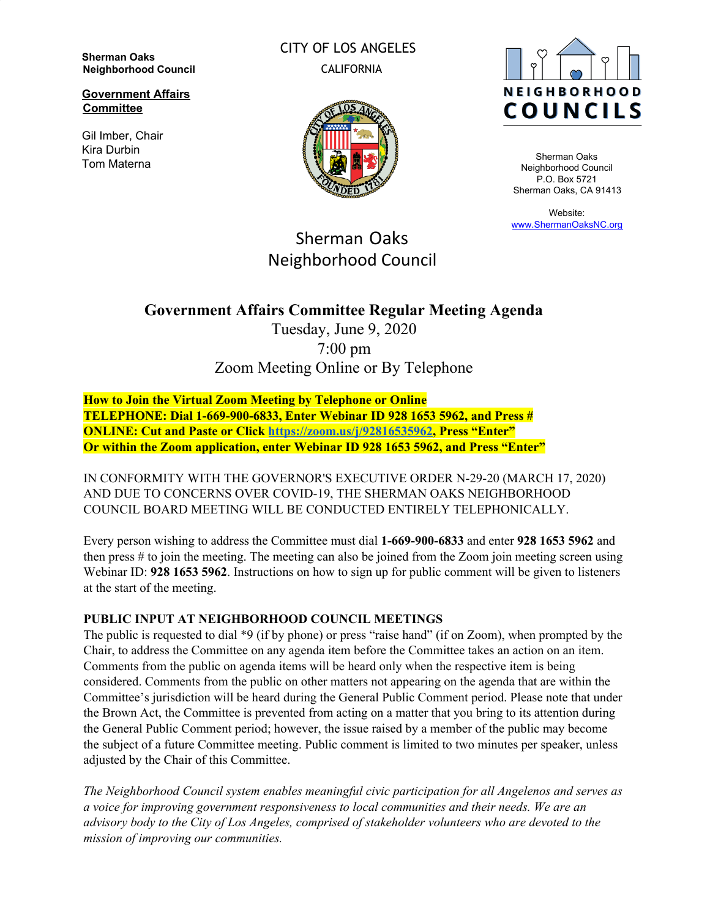**Sherman Oaks Neighborhood Council**

**Government Affairs Committee**

Gil Imber, Chair
Kira Durbin
Tom Materna

CITY OF LOS ANGELES

CALIFORNIA

NEIGHBORHOOD COUNCILS

Sherman Oaks
Neighborhood Council
P.O. Box 5721
Sherman Oaks, CA 91413

Website:
[www.ShermanOaksNC.org](http://www.ShermanOaksNC.org)

# Sherman Oaks Neighborhood Council

## Government Affairs Committee Regular Meeting Agenda

Tuesday, June 9, 2020
7:00 pm
Zoom Meeting Online or By Telephone

**How to Join the Virtual Zoom Meeting by Telephone or Online**
**TELEPHONE: Dial 1-669-900-6833, Enter Webinar ID 928 1653 5962, and Press #**
**ONLINE: Cut and Paste or Click [https://zoom.us/j/92816535962](https://zoom.us/j/92816535962), Press "Enter"**
**Or within the Zoom application, enter Webinar ID 928 1653 5962, and Press "Enter"**

IN CONFORMITY WITH THE GOVERNOR'S EXECUTIVE ORDER N-29-20 (MARCH 17, 2020) AND DUE TO CONCERNS OVER COVID-19, THE SHERMAN OAKS NEIGHBORHOOD COUNCIL BOARD MEETING WILL BE CONDUCTED ENTIRELY TELEPHONICALLY.

Every person wishing to address the Committee must dial **1-669-900-6833** and enter **928 1653 5962** and then press # to join the meeting. The meeting can also be joined from the Zoom join meeting screen using Webinar ID: **928 1653 5962**. Instructions on how to sign up for public comment will be given to listeners at the start of the meeting.

**PUBLIC INPUT AT NEIGHBORHOOD COUNCIL MEETINGS**
The public is requested to dial *9 (if by phone) or press "raise hand" (if on Zoom), when prompted by the Chair, to address the Committee on any agenda item before the Committee takes an action on an item. Comments from the public on agenda items will be heard only when the respective item is being considered. Comments from the public on other matters not appearing on the agenda that are within the Committee's jurisdiction will be heard during the General Public Comment period. Please note that under the Brown Act, the Committee is prevented from acting on a matter that you bring to its attention during the General Public Comment period; however, the issue raised by a member of the public may become the subject of a future Committee meeting. Public comment is limited to two minutes per speaker, unless adjusted by the Chair of this Committee.

*The Neighborhood Council system enables meaningful civic participation for all Angelenos and serves as a voice for improving government responsiveness to local communities and their needs. We are an advisory body to the City of Los Angeles, comprised of stakeholder volunteers who are devoted to the mission of improving our communities.*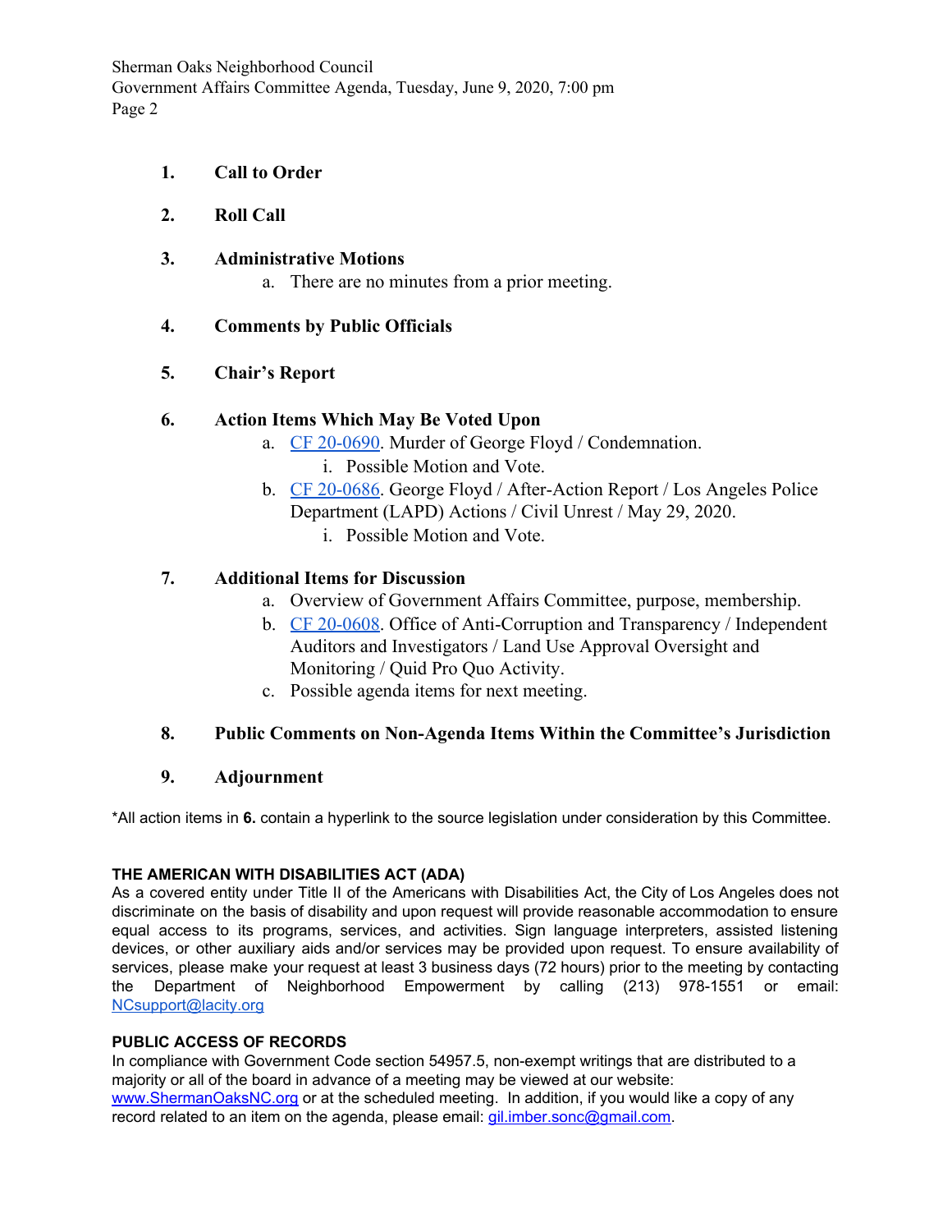1. **Call to Order**

2. **Roll Call**

3. **Administrative Motions**
   a. There are no minutes from a prior meeting.

4. **Comments by Public Officials**

5. **Chair's Report**

6. **Action Items Which May Be Voted Upon**
   a. CF 20-0690. Murder of George Floyd / Condemnation.
      i. Possible Motion and Vote.
   b. CF 20-0686. George Floyd / After-Action Report / Los Angeles Police Department (LAPD) Actions / Civil Unrest / May 29, 2020.
      i. Possible Motion and Vote.

7. **Additional Items for Discussion**
   a. Overview of Government Affairs Committee, purpose, membership.
   b. CF 20-0608. Office of Anti-Corruption and Transparency / Independent Auditors and Investigators / Land Use Approval Oversight and Monitoring / Quid Pro Quo Activity.
   c. Possible agenda items for next meeting.

8. **Public Comments on Non-Agenda Items Within the Committee's Jurisdiction**

9. **Adjournment**

*All action items in **6.** contain a hyperlink to the source legislation under consideration by this Committee.

**THE AMERICAN WITH DISABILITIES ACT (ADA)**

As a covered entity under Title II of the Americans with Disabilities Act, the City of Los Angeles does not discriminate on the basis of disability and upon request will provide reasonable accommodation to ensure equal access to its programs, services, and activities. Sign language interpreters, assisted listening devices, or other auxiliary aids and/or services may be provided upon request. To ensure availability of services, please make your request at least 3 business days (72 hours) prior to the meeting by contacting the Department of Neighborhood Empowerment by calling (213) 978-1551 or email: NCsupport@lacity.org

**PUBLIC ACCESS OF RECORDS**

In compliance with Government Code section 54957.5, non-exempt writings that are distributed to a majority or all of the board in advance of a meeting may be viewed at our website: www.ShermanOaksNC.org or at the scheduled meeting. In addition, if you would like a copy of any record related to an item on the agenda, please email: gil.imber.sonc@gmail.com.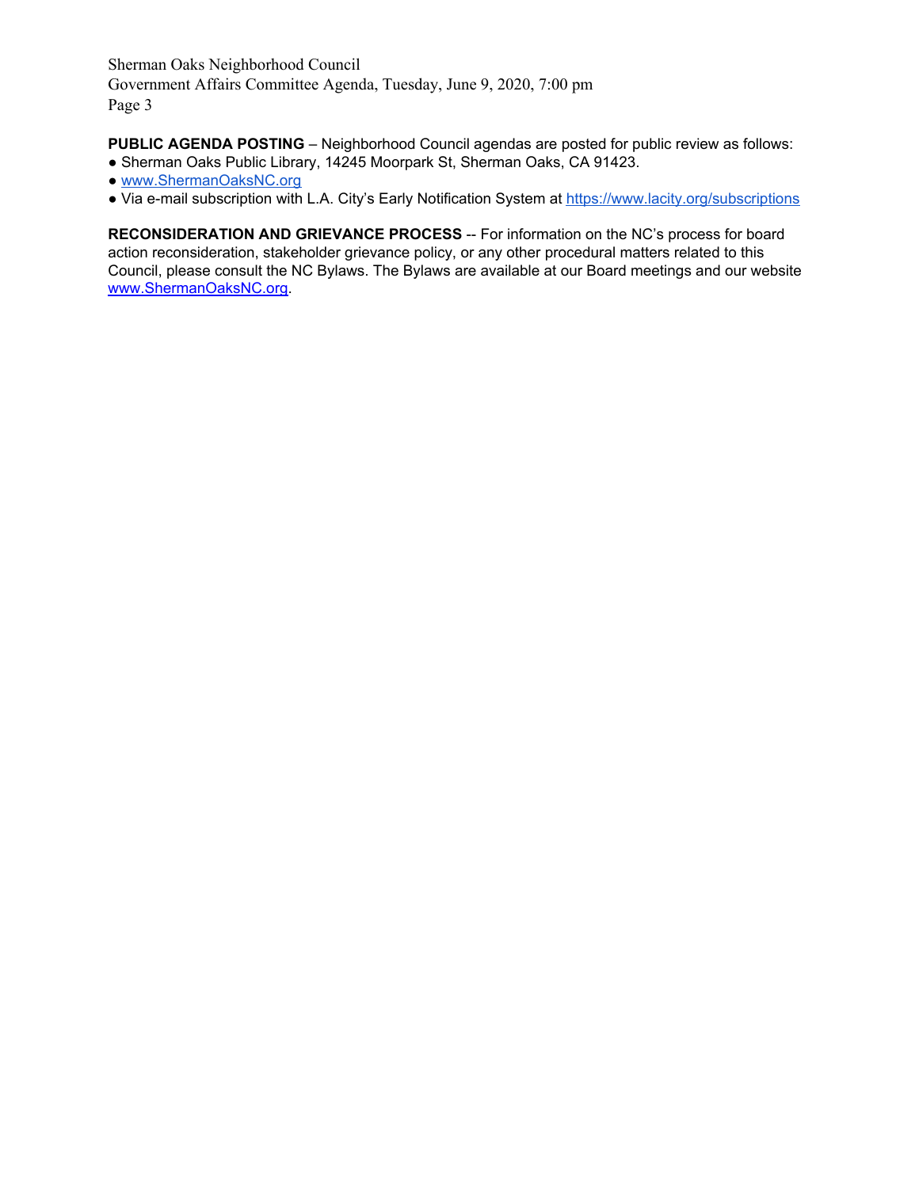**PUBLIC AGENDA POSTING** – Neighborhood Council agendas are posted for public review as follows:

- Sherman Oaks Public Library, 14245 Moorpark St, Sherman Oaks, CA 91423.
- www.ShermanOaksNC.org
- Via e-mail subscription with L.A. City's Early Notification System at https://www.lacity.org/subscriptions

**RECONSIDERATION AND GRIEVANCE PROCESS** -- For information on the NC's process for board action reconsideration, stakeholder grievance policy, or any other procedural matters related to this Council, please consult the NC Bylaws. The Bylaws are available at our Board meetings and our website www.ShermanOaksNC.org.